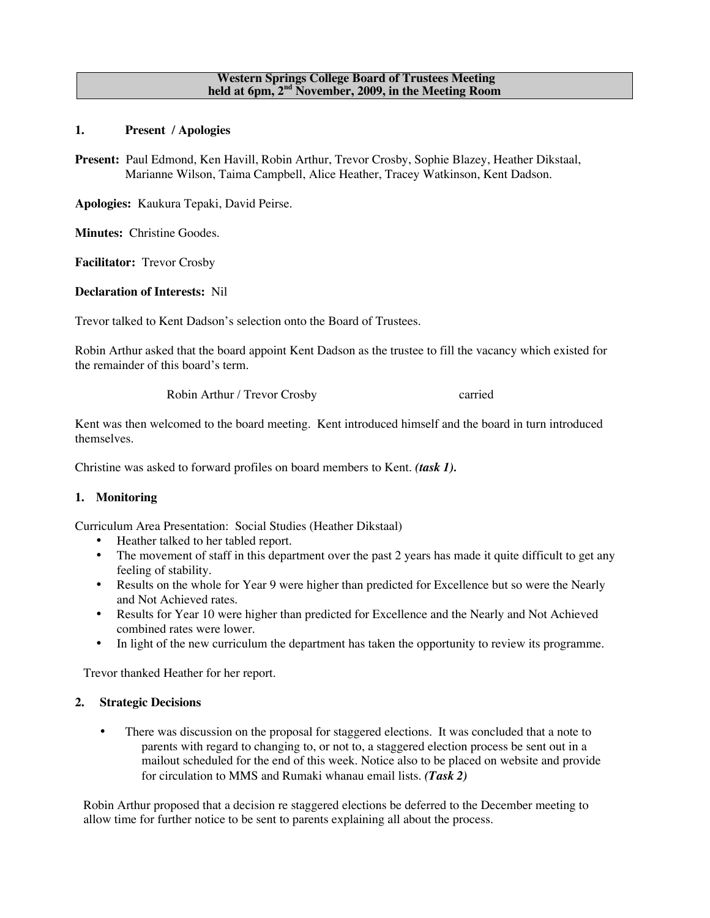**Western Springs College Board of Trustees Meeting held at 6pm, 2nd November, 2009, in the Meeting Room**

## 1. Present / Apologies

**Present:** Paul Edmond, Ken Havill, Robin Arthur, Trevor Crosby, Sophie Blazey, Heather Dikstaal, Marianne Wilson, Taima Campbell, Alice Heather, Tracey Watkinson, Kent Dadson.

**Apologies:** Kaukura Tepaki, David Peirse.

**Minutes:** Christine Goodes.

**Facilitator:** Trevor Crosby

**Declaration of Interests:** Nil

Trevor talked to Kent Dadson's selection onto the Board of Trustees.

Robin Arthur asked that the board appoint Kent Dadson as the trustee to fill the vacancy which existed for the remainder of this board's term.

Robin Arthur / Trevor Crosby carried

Kent was then welcomed to the board meeting. Kent introduced himself and the board in turn introduced themselves.

Christine was asked to forward profiles on board members to Kent. ***(task 1).***

## 1. Monitoring

Curriculum Area Presentation: Social Studies (Heather Dikstaal)

- Heather talked to her tabled report.
- The movement of staff in this department over the past 2 years has made it quite difficult to get any feeling of stability.
- Results on the whole for Year 9 were higher than predicted for Excellence but so were the Nearly and Not Achieved rates.
- Results for Year 10 were higher than predicted for Excellence and the Nearly and Not Achieved combined rates were lower.
- In light of the new curriculum the department has taken the opportunity to review its programme.

Trevor thanked Heather for her report.

## 2. Strategic Decisions

- There was discussion on the proposal for staggered elections. It was concluded that a note to parents with regard to changing to, or not to, a staggered election process be sent out in a mailout scheduled for the end of this week. Notice also to be placed on website and provide for circulation to MMS and Rumaki whanau email lists. ***(Task 2)***

Robin Arthur proposed that a decision re staggered elections be deferred to the December meeting to allow time for further notice to be sent to parents explaining all about the process.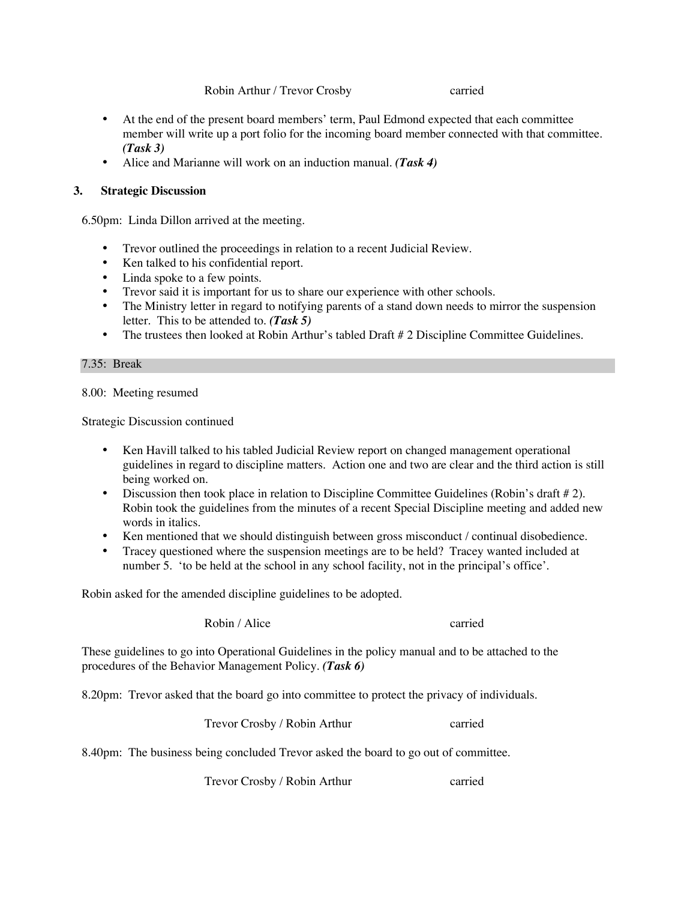Robin Arthur / Trevor Crosby carried

- At the end of the present board members' term, Paul Edmond expected that each committee member will write up a port folio for the incoming board member connected with that committee. ***(Task 3)***
- Alice and Marianne will work on an induction manual. ***(Task 4)***

**3. Strategic Discussion**

6.50pm: Linda Dillon arrived at the meeting.

- Trevor outlined the proceedings in relation to a recent Judicial Review.
- Ken talked to his confidential report.
- Linda spoke to a few points.
- Trevor said it is important for us to share our experience with other schools.
- The Ministry letter in regard to notifying parents of a stand down needs to mirror the suspension letter. This to be attended to. ***(Task 5)***
- The trustees then looked at Robin Arthur's tabled Draft # 2 Discipline Committee Guidelines.

7.35: Break

8.00: Meeting resumed

Strategic Discussion continued

- Ken Havill talked to his tabled Judicial Review report on changed management operational guidelines in regard to discipline matters. Action one and two are clear and the third action is still being worked on.
- Discussion then took place in relation to Discipline Committee Guidelines (Robin's draft # 2). Robin took the guidelines from the minutes of a recent Special Discipline meeting and added new words in italics.
- Ken mentioned that we should distinguish between gross misconduct / continual disobedience.
- Tracey questioned where the suspension meetings are to be held? Tracey wanted included at number 5. 'to be held at the school in any school facility, not in the principal's office'.

Robin asked for the amended discipline guidelines to be adopted.

Robin / Alice carried

These guidelines to go into Operational Guidelines in the policy manual and to be attached to the procedures of the Behavior Management Policy. ***(Task 6)***

8.20pm: Trevor asked that the board go into committee to protect the privacy of individuals.

Trevor Crosby / Robin Arthur carried

8.40pm: The business being concluded Trevor asked the board to go out of committee.

Trevor Crosby / Robin Arthur carried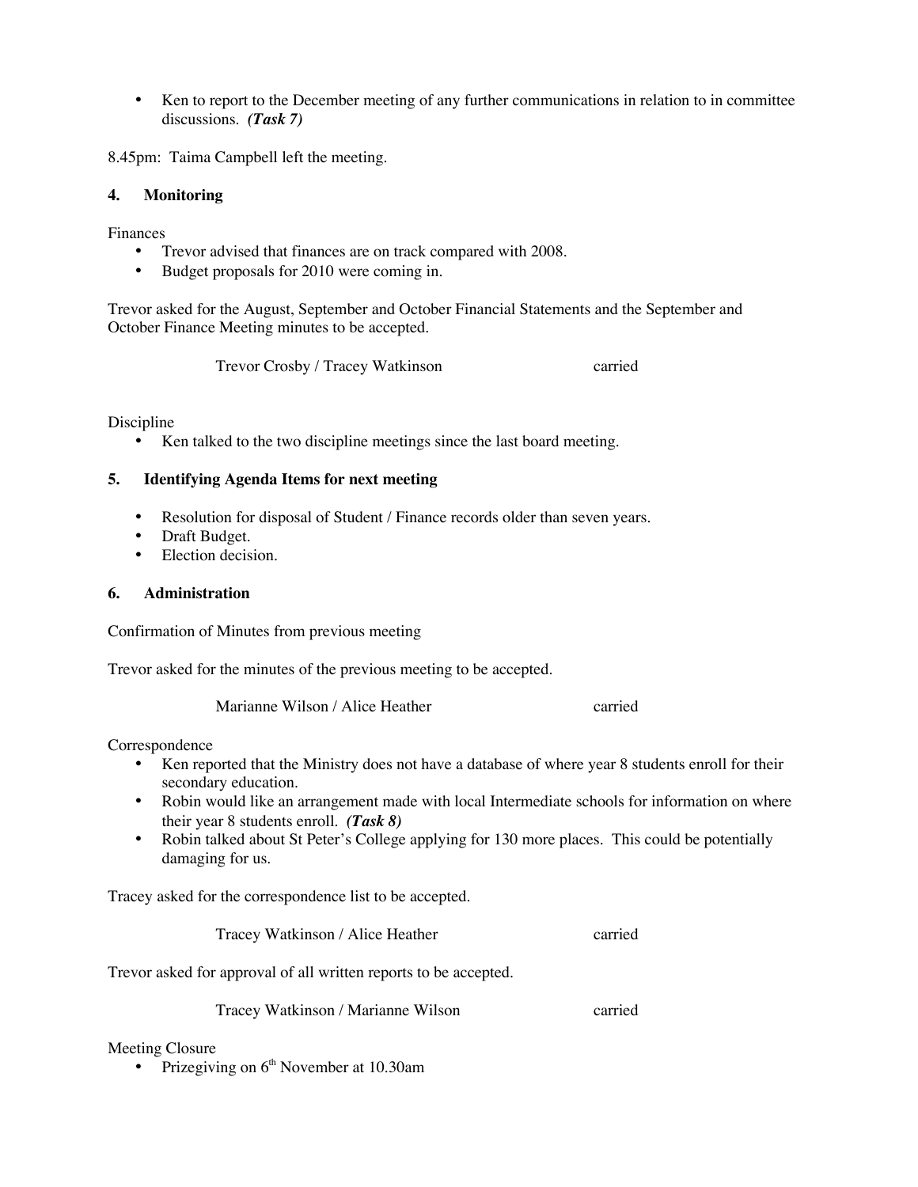- Ken to report to the December meeting of any further communications in relation to in committee discussions. ***(Task 7)***

8.45pm: Taima Campbell left the meeting.

## 4. Monitoring

Finances

- Trevor advised that finances are on track compared with 2008.
- Budget proposals for 2010 were coming in.

Trevor asked for the August, September and October Financial Statements and the September and October Finance Meeting minutes to be accepted.

Trevor Crosby / Tracey Watkinson carried

Discipline

- Ken talked to the two discipline meetings since the last board meeting.

## 5. Identifying Agenda Items for next meeting

- Resolution for disposal of Student / Finance records older than seven years.
- Draft Budget.
- Election decision.

## 6. Administration

Confirmation of Minutes from previous meeting

Trevor asked for the minutes of the previous meeting to be accepted.

Marianne Wilson / Alice Heather carried

Correspondence

- Ken reported that the Ministry does not have a database of where year 8 students enroll for their secondary education.
- Robin would like an arrangement made with local Intermediate schools for information on where their year 8 students enroll. ***(Task 8)***
- Robin talked about St Peter's College applying for 130 more places. This could be potentially damaging for us.

Tracey asked for the correspondence list to be accepted.

Tracey Watkinson / Alice Heather carried

Trevor asked for approval of all written reports to be accepted.

Tracey Watkinson / Marianne Wilson carried

Meeting Closure

- Prizegiving on 6th November at 10.30am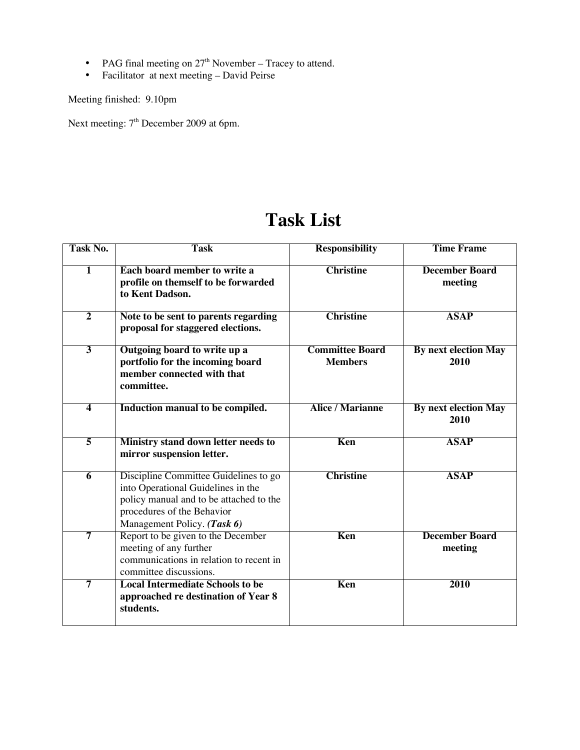- PAG final meeting on 27th November – Tracey to attend.
- Facilitator at next meeting – David Peirse

Meeting finished: 9.10pm

Next meeting: 7th December 2009 at 6pm.

# Task List

| Task No. | Task | Responsibility | Time Frame |
|---|---|---|---|
| **1** | **Each board member to write a profile on themself to be forwarded to Kent Dadson.** | **Christine** | **December Board meeting** |
| **2** | **Note to be sent to parents regarding proposal for staggered elections.** | **Christine** | **ASAP** |
| **3** | **Outgoing board to write up a portfolio for the incoming board member connected with that committee.** | **Committee Board Members** | **By next election May 2010** |
| **4** | **Induction manual to be compiled.** | **Alice / Marianne** | **By next election May 2010** |
| **5** | **Ministry stand down letter needs to mirror suspension letter.** | **Ken** | **ASAP** |
| **6** | Discipline Committee Guidelines to go into Operational Guidelines in the policy manual and to be attached to the procedures of the Behavior Management Policy. ***(Task 6)*** | **Christine** | **ASAP** |
| **7** | Report to be given to the December meeting of any further communications in relation to recent in committee discussions. | **Ken** | **December Board meeting** |
| **7** | **Local Intermediate Schools to be approached re destination of Year 8 students.** | **Ken** | **2010** |